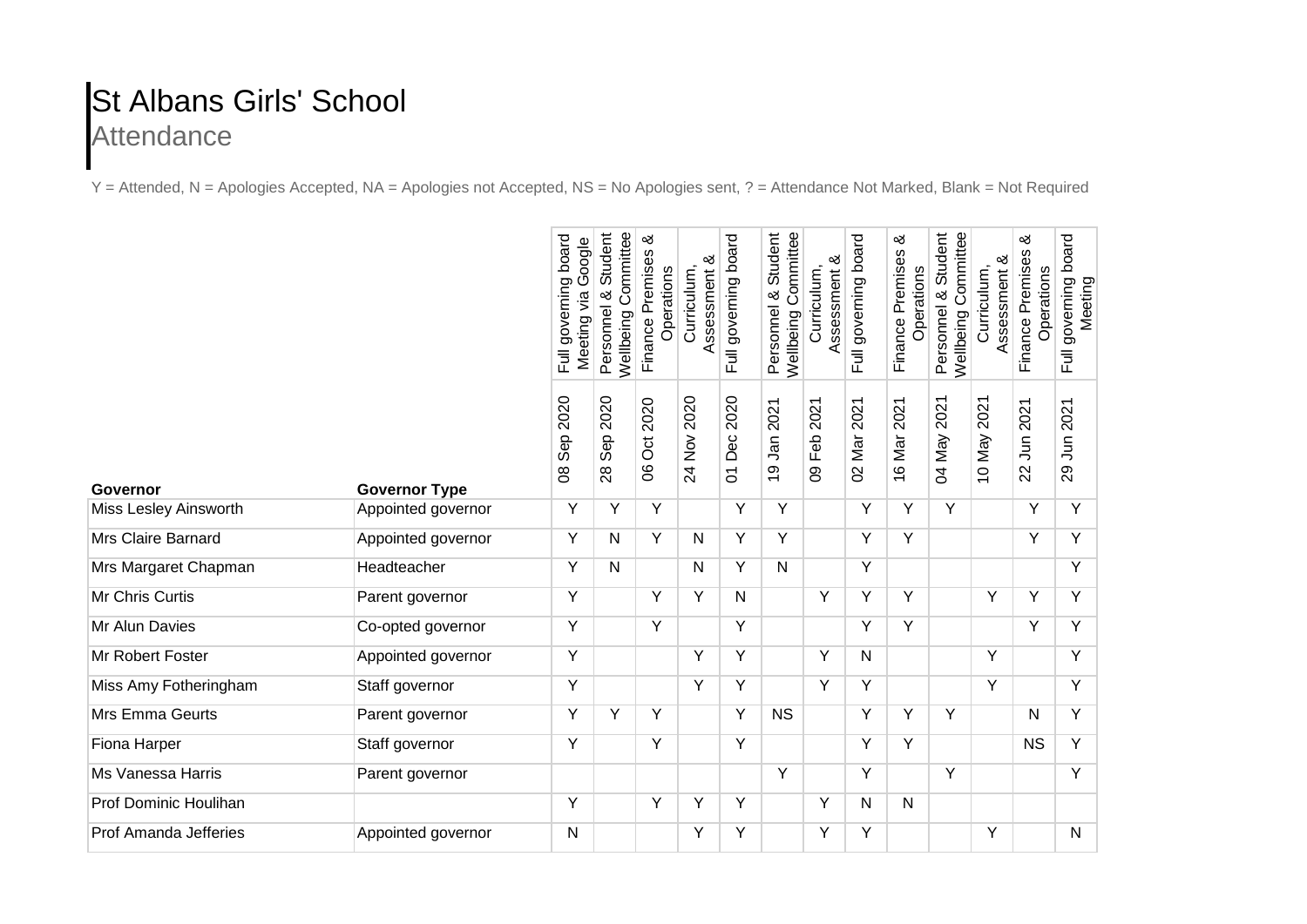# St Albans Girls' School

## Attendance

Y = Attended, N = Apologies Accepted, NA = Apologies not Accepted, NS = No Apologies sent, ? = Attendance Not Marked, Blank = Not Required

| | | Full governing board Meeting via Google | Personnel & Student Wellbeing Committee | Finance Premises & Operations | Curriculum, Assessment & | Full governing board | Personnel & Student Wellbeing Committee | Curriculum, Assessment & | Full governing board | Finance Premises & Operations | Personnel & Student Wellbeing Committee | Curriculum, Assessment & | Finance Premises & Operations | Full governing board Meeting |
|---|---|---|---|---|---|---|---|---|---|---|---|---|---|---|
| **Governor** | **Governor Type** | 08 Sep 2020 | 28 Sep 2020 | 06 Oct 2020 | 24 Nov 2020 | 01 Dec 2020 | 19 Jan 2021 | 09 Feb 2021 | 02 Mar 2021 | 16 Mar 2021 | 04 May 2021 | 10 May 2021 | 22 Jun 2021 | 29 Jun 2021 |
| Miss Lesley Ainsworth | Appointed governor | Y | Y | Y | | Y | Y | | Y | Y | Y | | Y | Y |
| Mrs Claire Barnard | Appointed governor | Y | N | Y | N | Y | Y | | Y | Y | | | Y | Y |
| Mrs Margaret Chapman | Headteacher | Y | N | | N | Y | N | | Y | | | | | Y |
| Mr Chris Curtis | Parent governor | Y | | Y | Y | N | | Y | Y | Y | | Y | Y | Y |
| Mr Alun Davies | Co-opted governor | Y | | Y | | Y | | | Y | Y | | | Y | Y |
| Mr Robert Foster | Appointed governor | Y | | | Y | Y | | Y | N | | | Y | | Y |
| Miss Amy Fotheringham | Staff governor | Y | | | Y | Y | | Y | Y | | | Y | | Y |
| Mrs Emma Geurts | Parent governor | Y | Y | Y | | Y | NS | | Y | Y | Y | | N | Y |
| Fiona Harper | Staff governor | Y | | Y | | Y | | | Y | Y | | | NS | Y |
| Ms Vanessa Harris | Parent governor | | | | | | Y | | Y | | Y | | | Y |
| Prof Dominic Houlihan | | Y | | Y | Y | Y | | Y | N | N | | | | |
| Prof Amanda Jefferies | Appointed governor | N | | | Y | Y | | Y | Y | | | Y | | N |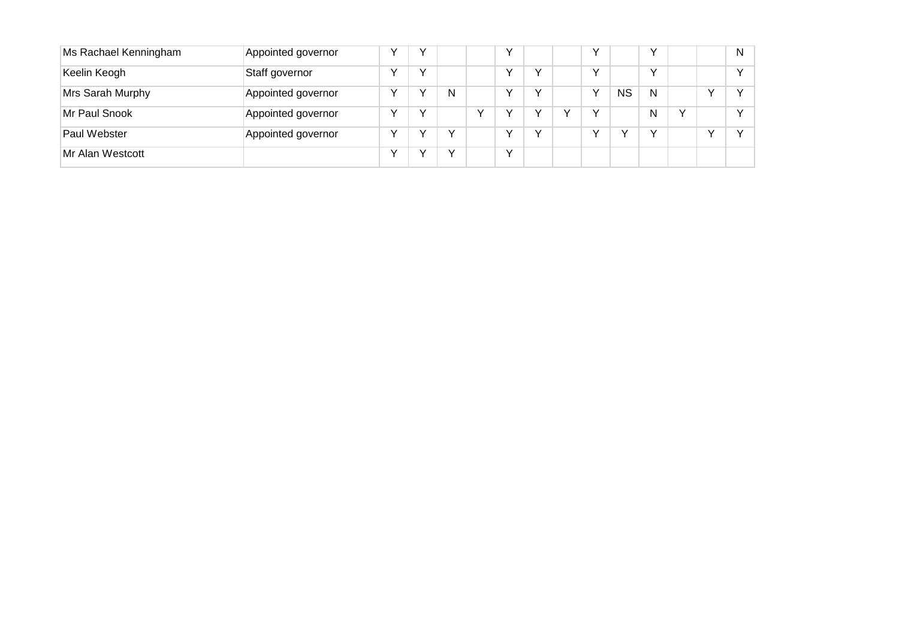| | | | | | | | | | | | | | | |
|---|---|---|---|---|---|---|---|---|---|---|---|---|---|---|
| Ms Rachael Kenningham | Appointed governor | Y | Y | | | Y | | | Y | | Y | | | N |
| Keelin Keogh | Staff governor | Y | Y | | | Y | Y | | Y | | Y | | | Y |
| Mrs Sarah Murphy | Appointed governor | Y | Y | N | | Y | Y | | Y | NS | N | | Y | Y |
| Mr Paul Snook | Appointed governor | Y | Y | | Y | Y | Y | Y | Y | | N | Y | | Y |
| Paul Webster | Appointed governor | Y | Y | Y | | Y | Y | | Y | Y | Y | | Y | Y |
| Mr Alan Westcott | | Y | Y | Y | | Y | | | | | | | | |